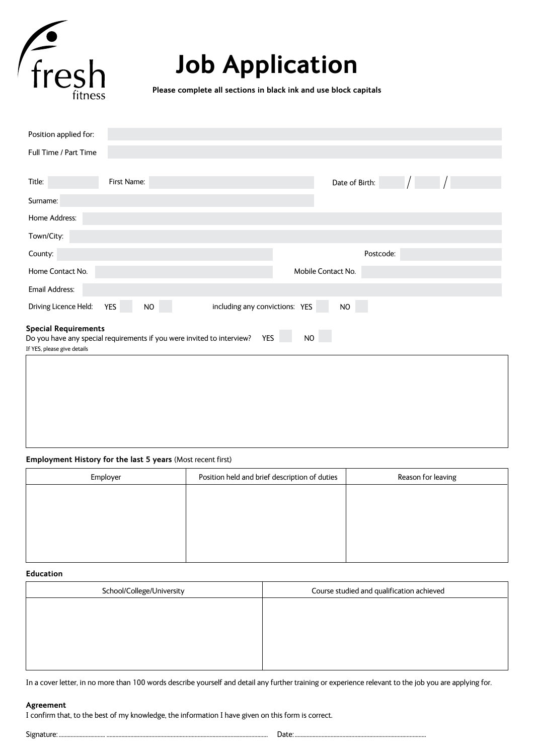fresh
fitness

# Job Application

**Please complete all sections in black ink and use block capitals**

Position applied for:

Full Time / Part Time

Title: First Name: Date of Birth: / /

Surname:

Home Address:

Town/City:

County: Postcode:

Home Contact No. Mobile Contact No.

Email Address:

Driving Licence Held: YES NO including any convictions: YES NO

**Special Requirements**

Do you have any special requirements if you were invited to interview? YES NO

If YES, please give details

**Employment History for the last 5 years** (Most recent first)

| Employer | Position held and brief description of duties | Reason for leaving |
|---|---|---|
| | | |

**Education**

| School/College/University | Course studied and qualification achieved |
|---|---|
| | |

In a cover letter, in no more than 100 words describe yourself and detail any further training or experience relevant to the job you are applying for.

**Agreement**

I confirm that, to the best of my knowledge, the information I have given on this form is correct.

Signature:........................................................................................................ Date:.......................................................................................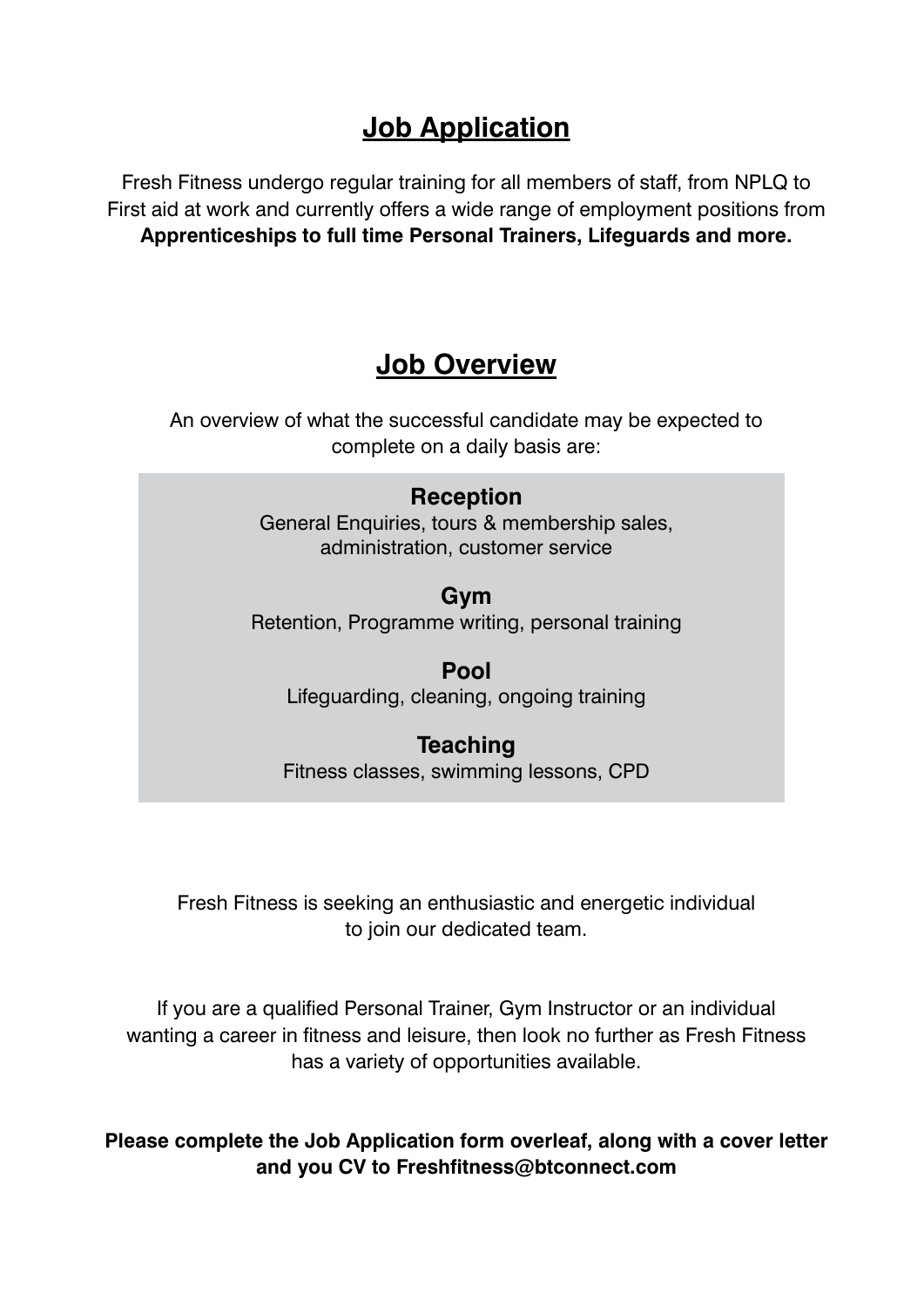## Job Application

Fresh Fitness undergo regular training for all members of staff, from NPLQ to First aid at work and currently offers a wide range of employment positions from **Apprenticeships to full time Personal Trainers, Lifeguards and more.**

## Job Overview

An overview of what the successful candidate may be expected to complete on a daily basis are:

**Reception**
General Enquiries, tours & membership sales, administration, customer service

**Gym**
Retention, Programme writing, personal training

**Pool**
Lifeguarding, cleaning, ongoing training

**Teaching**
Fitness classes, swimming lessons, CPD

Fresh Fitness is seeking an enthusiastic and energetic individual to join our dedicated team.

If you are a qualified Personal Trainer, Gym Instructor or an individual wanting a career in fitness and leisure, then look no further as Fresh Fitness has a variety of opportunities available.

**Please complete the Job Application form overleaf, along with a cover letter and you CV to Freshfitness@btconnect.com**